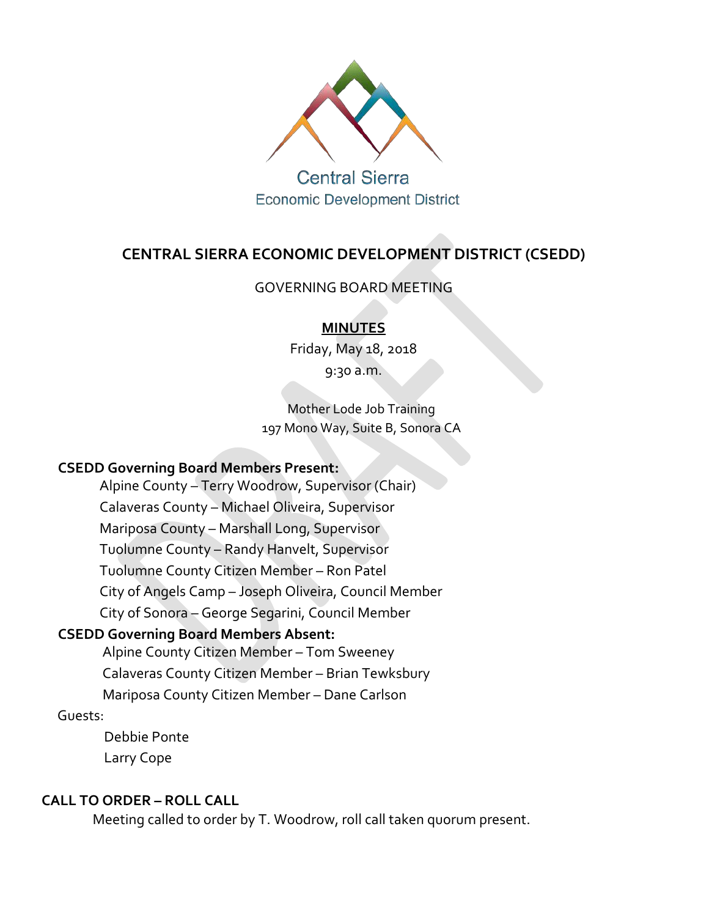Central Sierra
Economic Development District

# CENTRAL SIERRA ECONOMIC DEVELOPMENT DISTRICT (CSEDD)

GOVERNING BOARD MEETING

**MINUTES**

Friday, May 18, 2018

9:30 a.m.

Mother Lode Job Training
197 Mono Way, Suite B, Sonora CA

**CSEDD Governing Board Members Present:**

- Alpine County – Terry Woodrow, Supervisor (Chair)
- Calaveras County – Michael Oliveira, Supervisor
- Mariposa County – Marshall Long, Supervisor
- Tuolumne County – Randy Hanvelt, Supervisor
- Tuolumne County Citizen Member – Ron Patel
- City of Angels Camp – Joseph Oliveira, Council Member
- City of Sonora – George Segarini, Council Member

**CSEDD Governing Board Members Absent:**

- Alpine County Citizen Member – Tom Sweeney
- Calaveras County Citizen Member – Brian Tewksbury
- Mariposa County Citizen Member – Dane Carlson

Guests:

- Debbie Ponte
- Larry Cope

**CALL TO ORDER – ROLL CALL**

Meeting called to order by T. Woodrow, roll call taken quorum present.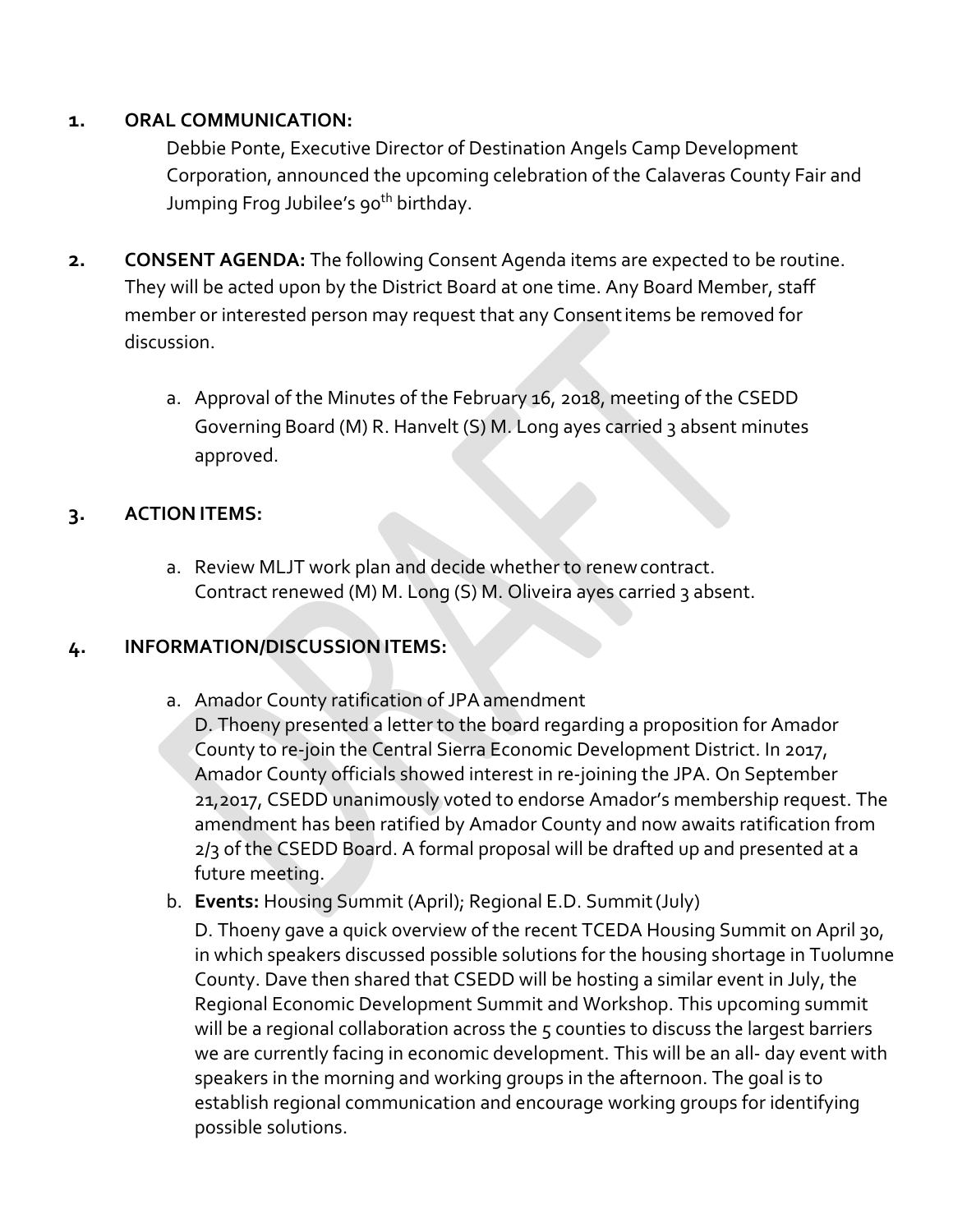**1. ORAL COMMUNICATION:**

Debbie Ponte, Executive Director of Destination Angels Camp Development Corporation, announced the upcoming celebration of the Calaveras County Fair and Jumping Frog Jubilee's 90th birthday.

**2. CONSENT AGENDA:** The following Consent Agenda items are expected to be routine. They will be acted upon by the District Board at one time. Any Board Member, staff member or interested person may request that any Consent items be removed for discussion.

a. Approval of the Minutes of the February 16, 2018, meeting of the CSEDD Governing Board (M) R. Hanvelt (S) M. Long ayes carried 3 absent minutes approved.

**3. ACTION ITEMS:**

a. Review MLJT work plan and decide whether to renew contract. Contract renewed (M) M. Long (S) M. Oliveira ayes carried 3 absent.

**4. INFORMATION/DISCUSSION ITEMS:**

a. Amador County ratification of JPA amendment
D. Thoeny presented a letter to the board regarding a proposition for Amador County to re-join the Central Sierra Economic Development District. In 2017, Amador County officials showed interest in re-joining the JPA. On September 21,2017, CSEDD unanimously voted to endorse Amador's membership request. The amendment has been ratified by Amador County and now awaits ratification from 2/3 of the CSEDD Board. A formal proposal will be drafted up and presented at a future meeting.

b. **Events:** Housing Summit (April); Regional E.D. Summit (July)
D. Thoeny gave a quick overview of the recent TCEDA Housing Summit on April 30, in which speakers discussed possible solutions for the housing shortage in Tuolumne County. Dave then shared that CSEDD will be hosting a similar event in July, the Regional Economic Development Summit and Workshop. This upcoming summit will be a regional collaboration across the 5 counties to discuss the largest barriers we are currently facing in economic development. This will be an all- day event with speakers in the morning and working groups in the afternoon. The goal is to establish regional communication and encourage working groups for identifying possible solutions.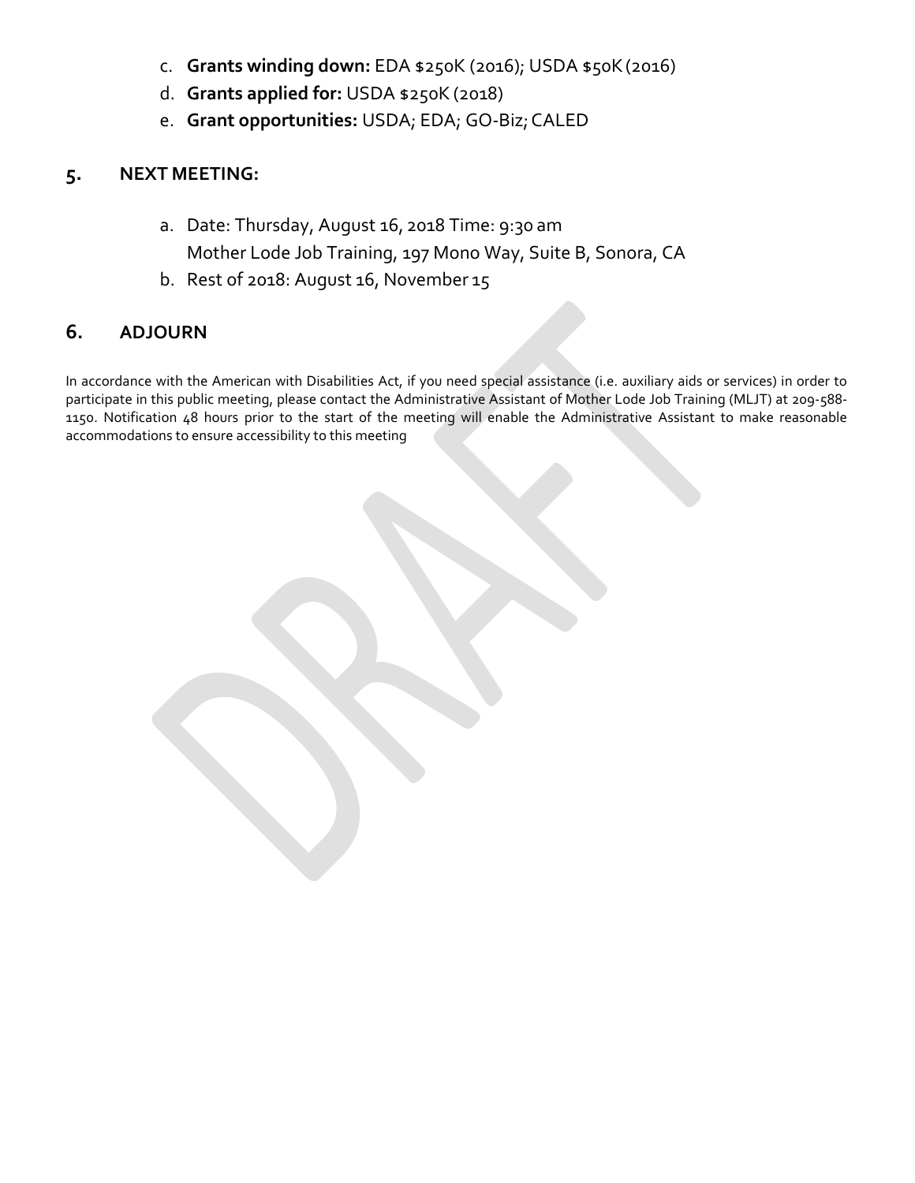c. **Grants winding down:** EDA $250K (2016); USDA $50K (2016)
d. **Grants applied for:** USDA $250K (2018)
e. **Grant opportunities:** USDA; EDA; GO-Biz; CALED

## 5. NEXT MEETING:

a. Date: Thursday, August 16, 2018 Time: 9:30 am
   Mother Lode Job Training, 197 Mono Way, Suite B, Sonora, CA
b. Rest of 2018: August 16, November 15

## 6. ADJOURN

In accordance with the American with Disabilities Act, if you need special assistance (i.e. auxiliary aids or services) in order to participate in this public meeting, please contact the Administrative Assistant of Mother Lode Job Training (MLJT) at 209-588-1150. Notification 48 hours prior to the start of the meeting will enable the Administrative Assistant to make reasonable accommodations to ensure accessibility to this meeting